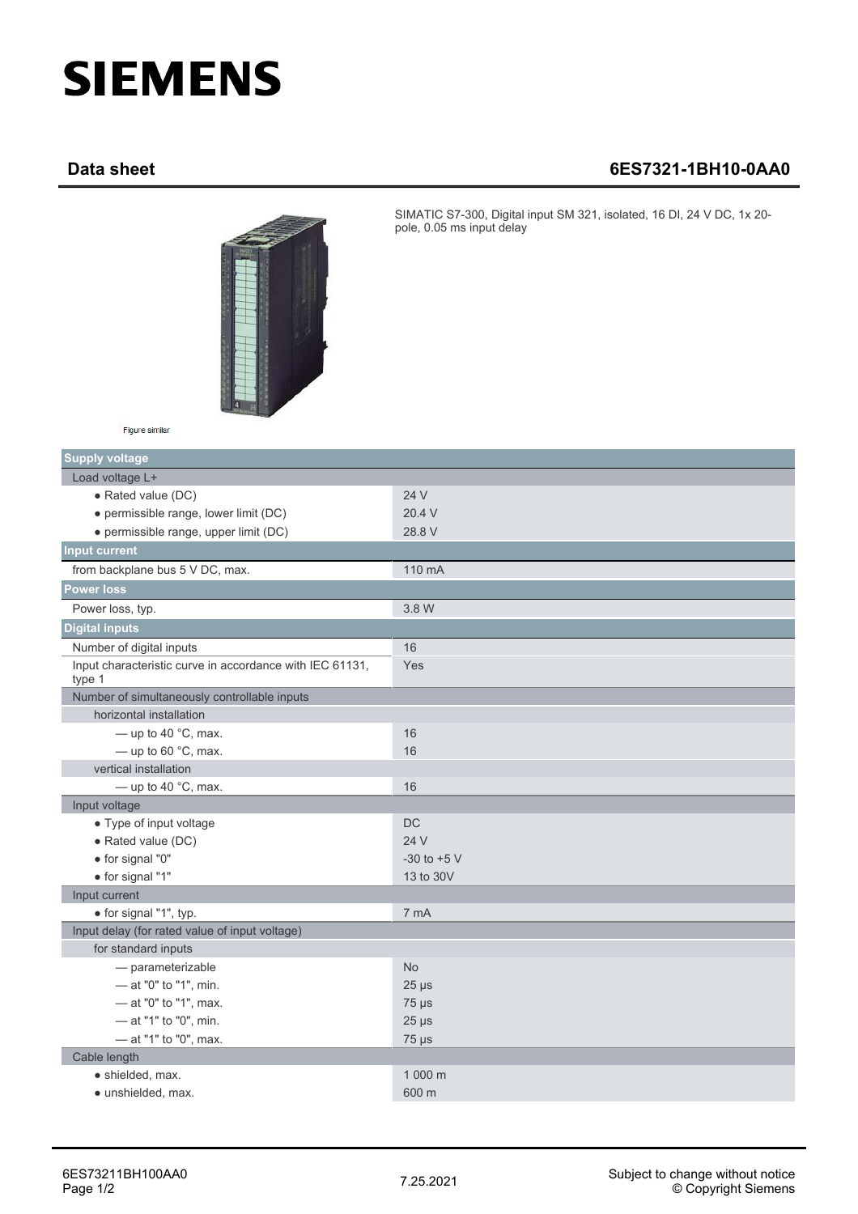# SIEMENS

## Data sheet 6ES7321-1BH10-0AA0

SIMATIC S7-300, Digital input SM 321, isolated, 16 DI, 24 V DC, 1x 20-pole, 0.05 ms input delay

Figure similar

| | |
|---|---|
| **Supply voltage** | |
| Load voltage L+ | |
| • Rated value (DC) | 24 V |
| • permissible range, lower limit (DC) | 20.4 V |
| • permissible range, upper limit (DC) | 28.8 V |
| **Input current** | |
| from backplane bus 5 V DC, max. | 110 mA |
| **Power loss** | |
| Power loss, typ. | 3.8 W |
| **Digital inputs** | |
| Number of digital inputs | 16 |
| Input characteristic curve in accordance with IEC 61131, type 1 | Yes |
| Number of simultaneously controllable inputs | |
| horizontal installation | |
| — up to 40 °C, max. | 16 |
| — up to 60 °C, max. | 16 |
| vertical installation | |
| — up to 40 °C, max. | 16 |
| Input voltage | |
| • Type of input voltage | DC |
| • Rated value (DC) | 24 V |
| • for signal "0" | -30 to +5 V |
| • for signal "1" | 13 to 30V |
| Input current | |
| • for signal "1", typ. | 7 mA |
| Input delay (for rated value of input voltage) | |
| for standard inputs | |
| — parameterizable | No |
| — at "0" to "1", min. | 25 µs |
| — at "0" to "1", max. | 75 µs |
| — at "1" to "0", min. | 25 µs |
| — at "1" to "0", max. | 75 µs |
| Cable length | |
| • shielded, max. | 1 000 m |
| • unshielded, max. | 600 m |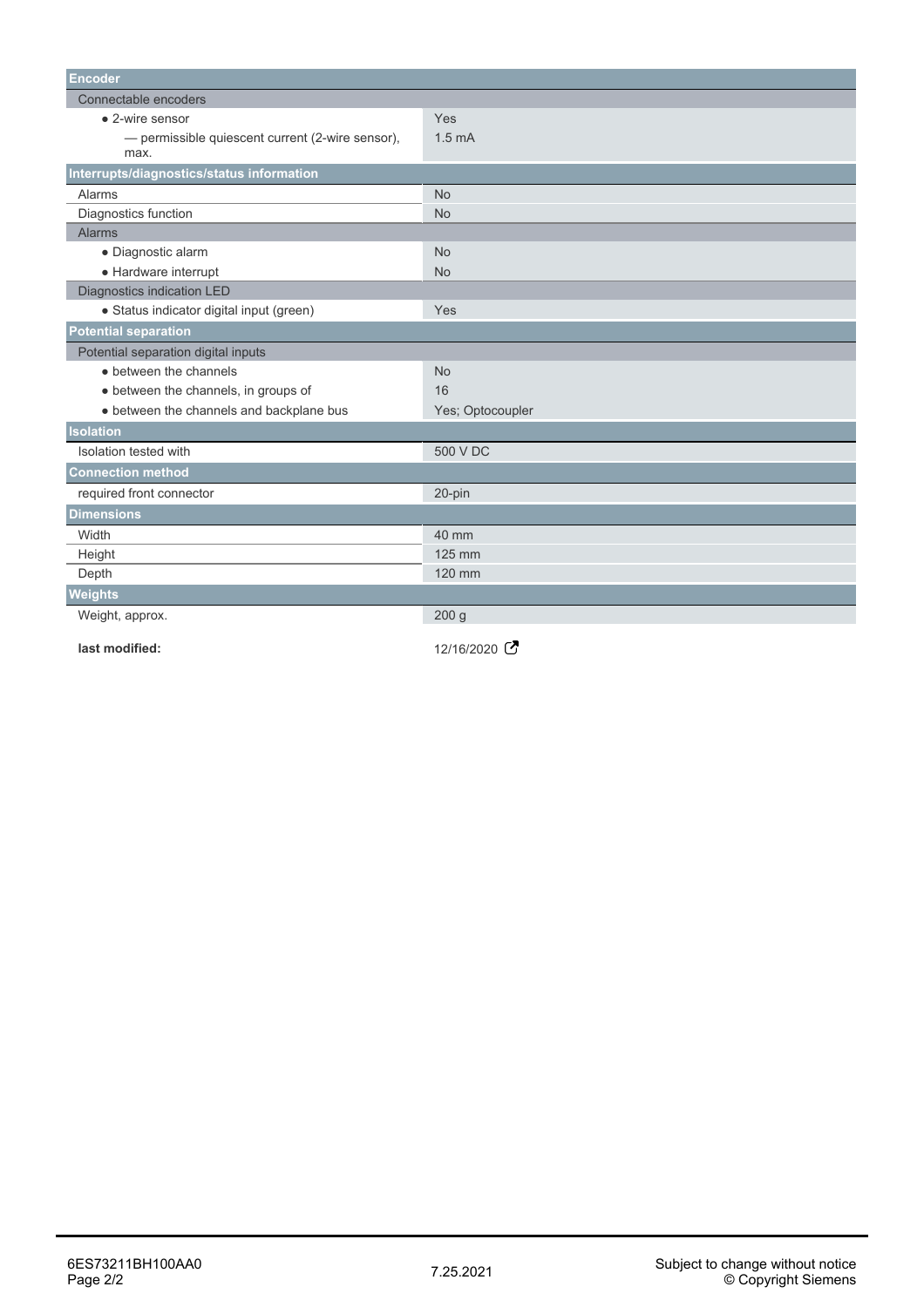| | |
|---|---|
| **Encoder** | |
| Connectable encoders | |
| • 2-wire sensor | Yes |
| — permissible quiescent current (2-wire sensor), max. | 1.5 mA |
| **Interrupts/diagnostics/status information** | |
| Alarms | No |
| Diagnostics function | No |
| Alarms | |
| • Diagnostic alarm | No |
| • Hardware interrupt | No |
| Diagnostics indication LED | |
| • Status indicator digital input (green) | Yes |
| **Potential separation** | |
| Potential separation digital inputs | |
| • between the channels | No |
| • between the channels, in groups of | 16 |
| • between the channels and backplane bus | Yes; Optocoupler |
| **Isolation** | |
| Isolation tested with | 500 V DC |
| **Connection method** | |
| required front connector | 20-pin |
| **Dimensions** | |
| Width | 40 mm |
| Height | 125 mm |
| Depth | 120 mm |
| **Weights** | |
| Weight, approx. | 200 g |

**last modified:** 12/16/2020